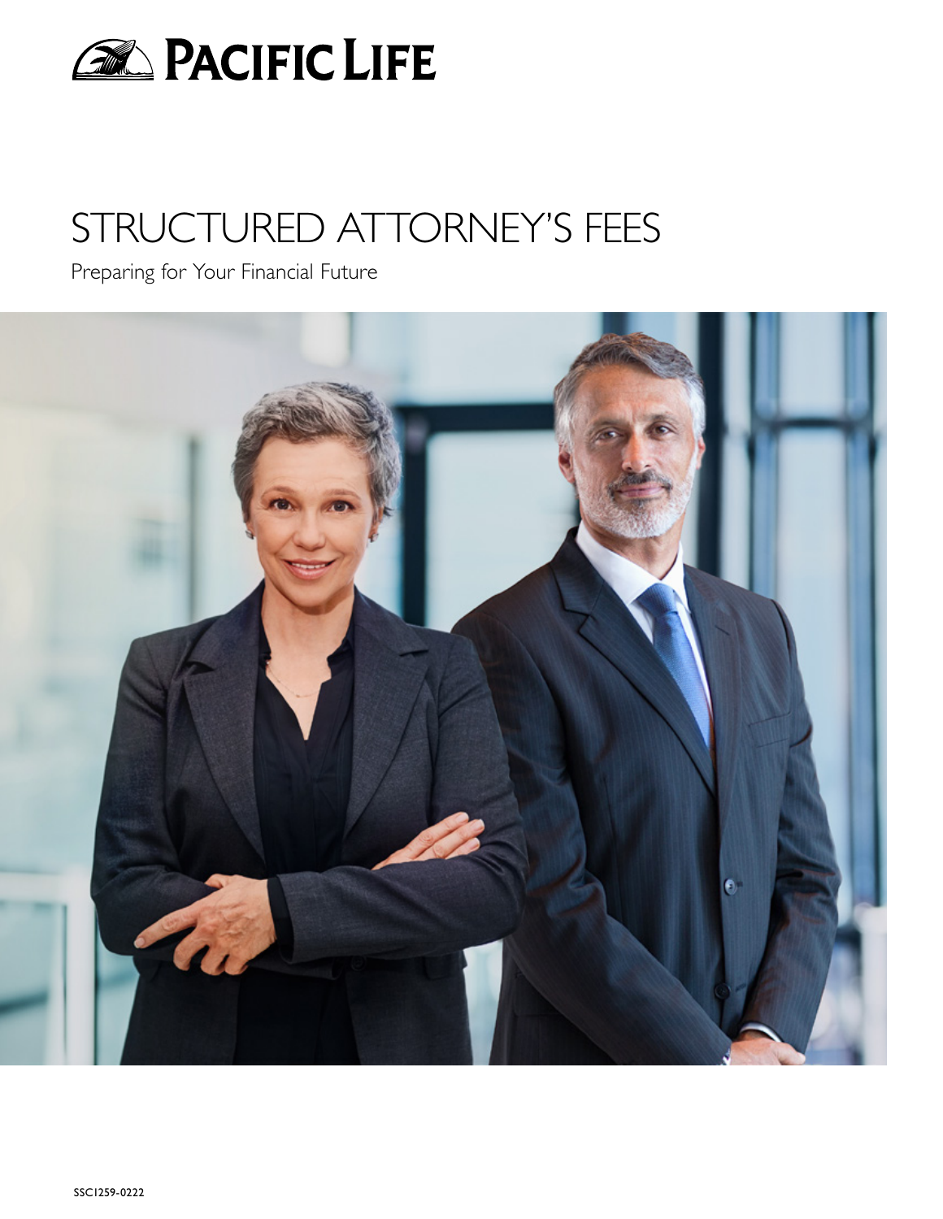PACIFIC LIFE

# STRUCTURED ATTORNEY'S FEES

Preparing for Your Financial Future

SSC1259-0222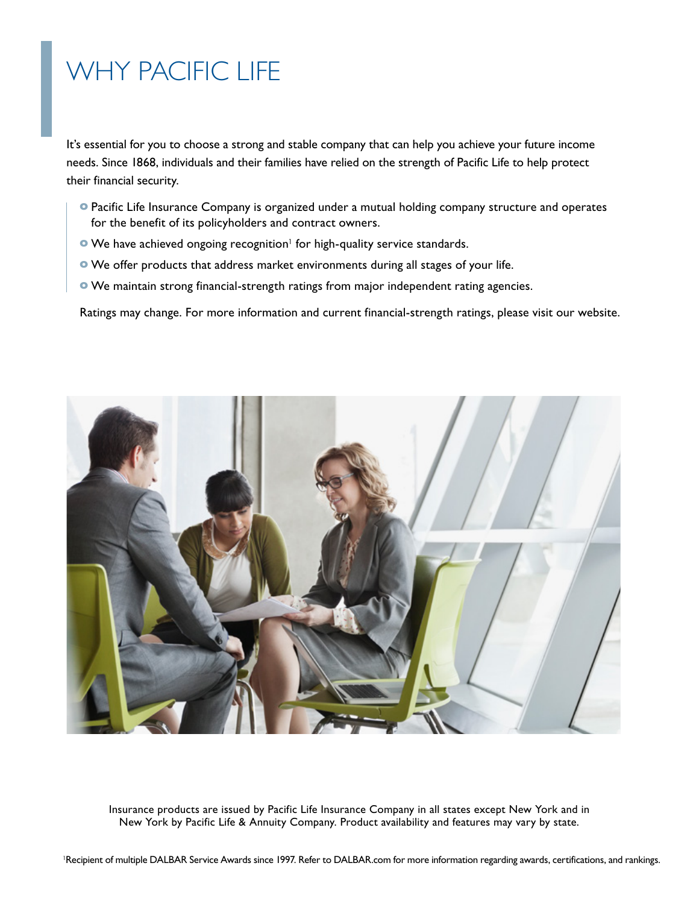# WHY PACIFIC LIFE

It's essential for you to choose a strong and stable company that can help you achieve your future income needs. Since 1868, individuals and their families have relied on the strength of Pacific Life to help protect their financial security.

- Pacific Life Insurance Company is organized under a mutual holding company structure and operates for the benefit of its policyholders and contract owners.
- We have achieved ongoing recognition[1] for high-quality service standards.
- We offer products that address market environments during all stages of your life.
- We maintain strong financial-strength ratings from major independent rating agencies.

Ratings may change. For more information and current financial-strength ratings, please visit our website.

Insurance products are issued by Pacific Life Insurance Company in all states except New York and in New York by Pacific Life & Annuity Company. Product availability and features may vary by state.

[1]Recipient of multiple DALBAR Service Awards since 1997. Refer to DALBAR.com for more information regarding awards, certifications, and rankings.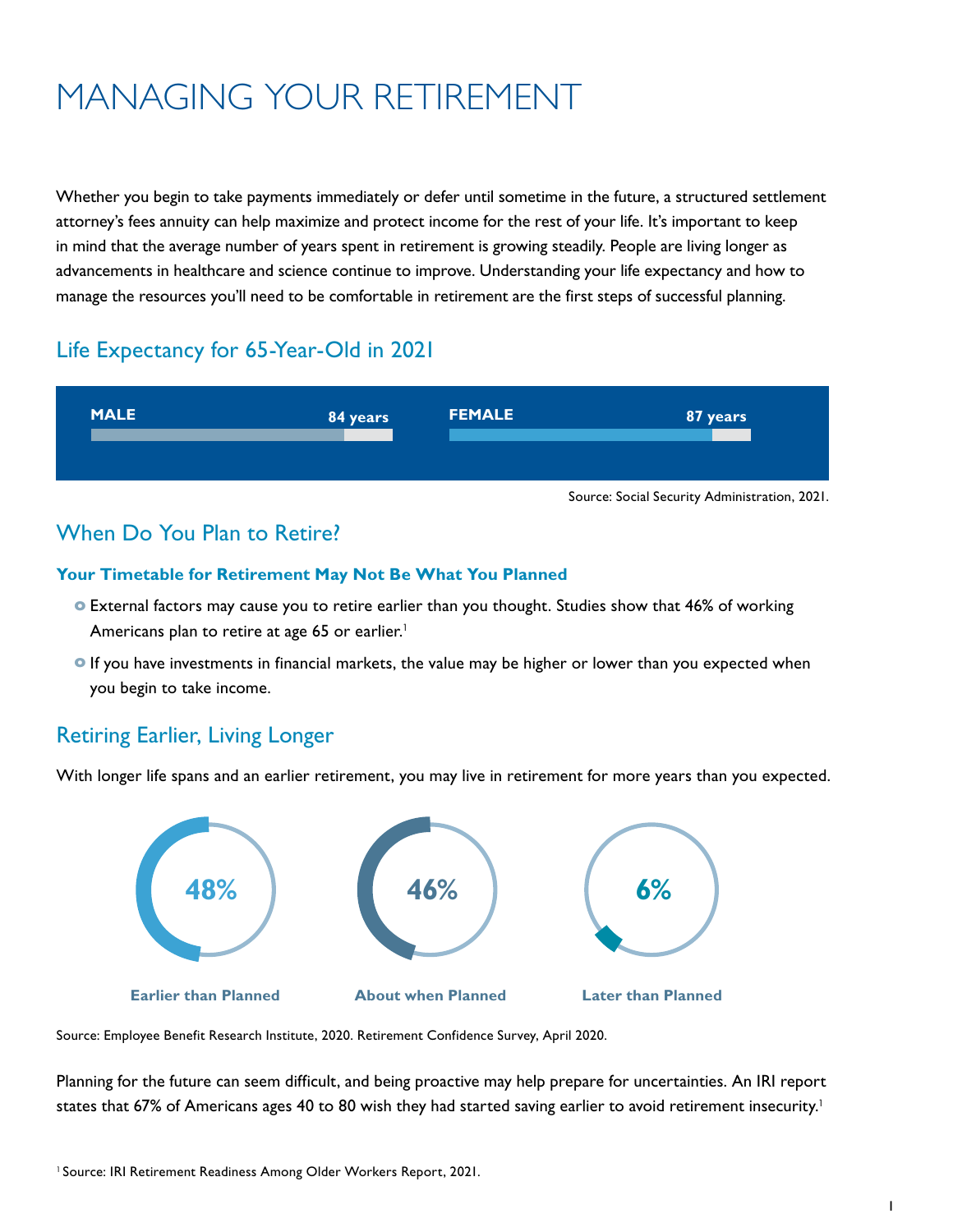# MANAGING YOUR RETIREMENT

Whether you begin to take payments immediately or defer until sometime in the future, a structured settlement attorney's fees annuity can help maximize and protect income for the rest of your life. It's important to keep in mind that the average number of years spent in retirement is growing steadily. People are living longer as advancements in healthcare and science continue to improve. Understanding your life expectancy and how to manage the resources you'll need to be comfortable in retirement are the first steps of successful planning.

## Life Expectancy for 65-Year-Old in 2021

**MALE** 84 years

**FEMALE** 87 years

Source: Social Security Administration, 2021.

## When Do You Plan to Retire?

### Your Timetable for Retirement May Not Be What You Planned

- External factors may cause you to retire earlier than you thought. Studies show that 46% of working Americans plan to retire at age 65 or earlier.[1]
- If you have investments in financial markets, the value may be higher or lower than you expected when you begin to take income.

## Retiring Earlier, Living Longer

With longer life spans and an earlier retirement, you may live in retirement for more years than you expected.

**48%** Earlier than Planned

**46%** About when Planned

**6%** Later than Planned

Source: Employee Benefit Research Institute, 2020. Retirement Confidence Survey, April 2020.

Planning for the future can seem difficult, and being proactive may help prepare for uncertainties. An IRI report states that 67% of Americans ages 40 to 80 wish they had started saving earlier to avoid retirement insecurity.[1]

[1] Source: IRI Retirement Readiness Among Older Workers Report, 2021.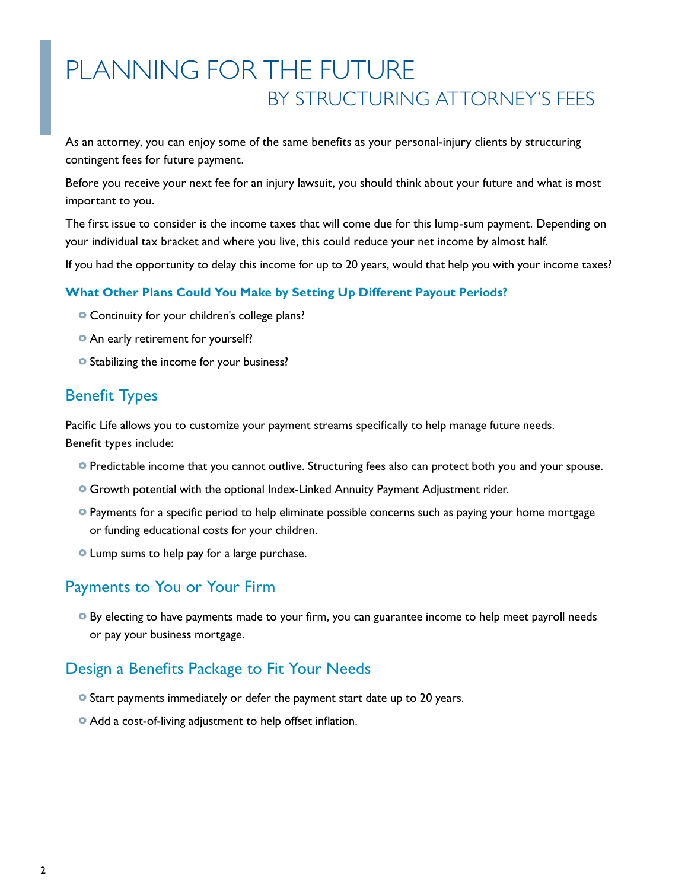# PLANNING FOR THE FUTURE
## BY STRUCTURING ATTORNEY'S FEES

As an attorney, you can enjoy some of the same benefits as your personal-injury clients by structuring contingent fees for future payment.

Before you receive your next fee for an injury lawsuit, you should think about your future and what is most important to you.

The first issue to consider is the income taxes that will come due for this lump-sum payment. Depending on your individual tax bracket and where you live, this could reduce your net income by almost half.

If you had the opportunity to delay this income for up to 20 years, would that help you with your income taxes?

**What Other Plans Could You Make by Setting Up Different Payout Periods?**

- Continuity for your children's college plans?
- An early retirement for yourself?
- Stabilizing the income for your business?

## Benefit Types

Pacific Life allows you to customize your payment streams specifically to help manage future needs. Benefit types include:

- Predictable income that you cannot outlive. Structuring fees also can protect both you and your spouse.
- Growth potential with the optional Index-Linked Annuity Payment Adjustment rider.
- Payments for a specific period to help eliminate possible concerns such as paying your home mortgage or funding educational costs for your children.
- Lump sums to help pay for a large purchase.

## Payments to You or Your Firm

- By electing to have payments made to your firm, you can guarantee income to help meet payroll needs or pay your business mortgage.

## Design a Benefits Package to Fit Your Needs

- Start payments immediately or defer the payment start date up to 20 years.
- Add a cost-of-living adjustment to help offset inflation.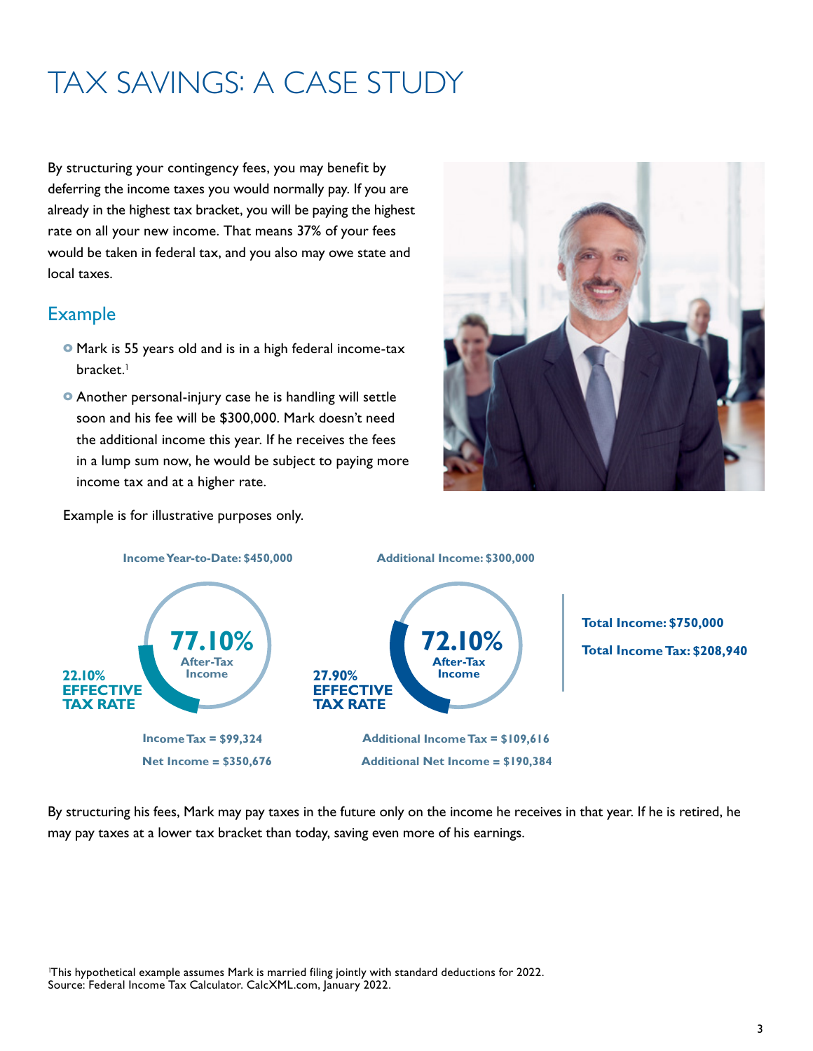# TAX SAVINGS: A CASE STUDY

By structuring your contingency fees, you may benefit by deferring the income taxes you would normally pay. If you are already in the highest tax bracket, you will be paying the highest rate on all your new income. That means 37% of your fees would be taken in federal tax, and you also may owe state and local taxes.

## Example

- Mark is 55 years old and is in a high federal income-tax bracket.[1]
- Another personal-injury case he is handling will settle soon and his fee will be $300,000. Mark doesn't need the additional income this year. If he receives the fees in a lump sum now, he would be subject to paying more income tax and at a higher rate.

Example is for illustrative purposes only.

**Income Year-to-Date: $450,000**

**77.10%** After-Tax Income

**22.10% EFFECTIVE TAX RATE**

**Income Tax = $99,324**

**Net Income = $350,676**

**Additional Income: $300,000**

**72.10%** After-Tax Income

**27.90% EFFECTIVE TAX RATE**

**Additional Income Tax = $109,616**

**Additional Net Income = $190,384**

**Total Income: $750,000**

**Total Income Tax: $208,940**

By structuring his fees, Mark may pay taxes in the future only on the income he receives in that year. If he is retired, he may pay taxes at a lower tax bracket than today, saving even more of his earnings.

[1]This hypothetical example assumes Mark is married filing jointly with standard deductions for 2022. Source: Federal Income Tax Calculator. CalcXML.com, January 2022.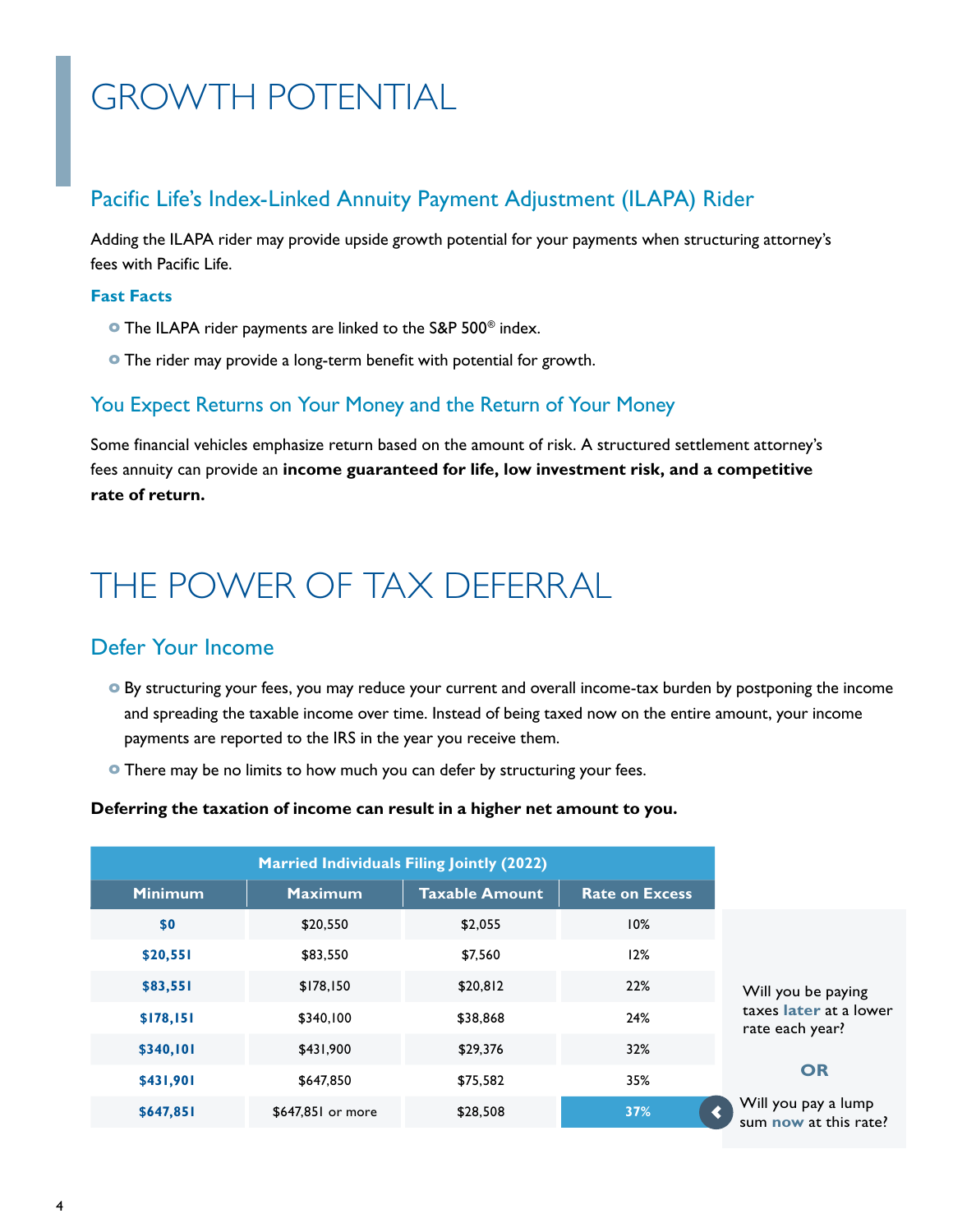# GROWTH POTENTIAL

## Pacific Life's Index-Linked Annuity Payment Adjustment (ILAPA) Rider

Adding the ILAPA rider may provide upside growth potential for your payments when structuring attorney's fees with Pacific Life.

### Fast Facts

- The ILAPA rider payments are linked to the S&P 500® index.
- The rider may provide a long-term benefit with potential for growth.

## You Expect Returns on Your Money and the Return of Your Money

Some financial vehicles emphasize return based on the amount of risk. A structured settlement attorney's fees annuity can provide an **income guaranteed for life, low investment risk, and a competitive rate of return.**

# THE POWER OF TAX DEFERRAL

## Defer Your Income

- By structuring your fees, you may reduce your current and overall income-tax burden by postponing the income and spreading the taxable income over time. Instead of being taxed now on the entire amount, your income payments are reported to the IRS in the year you receive them.
- There may be no limits to how much you can defer by structuring your fees.

**Deferring the taxation of income can result in a higher net amount to you.**

| Married Individuals Filing Jointly (2022) | | | |
|---|---|---|---|
| **Minimum** | **Maximum** | **Taxable Amount** | **Rate on Excess** |
| **$0** | $20,550 | $2,055 | 10% |
| **$20,551** | $83,550 | $7,560 | 12% |
| **$83,551** | $178,150 | $20,812 | 22% |
| **$178,151** | $340,100 | $38,868 | 24% |
| **$340,101** | $431,900 | $29,376 | 32% |
| **$431,901** | $647,850 | $75,582 | 35% |
| **$647,851** | $647,851 or more | $28,508 | 37% |

Will you be paying taxes **later** at a lower rate each year?

**OR**

Will you pay a lump sum **now** at this rate?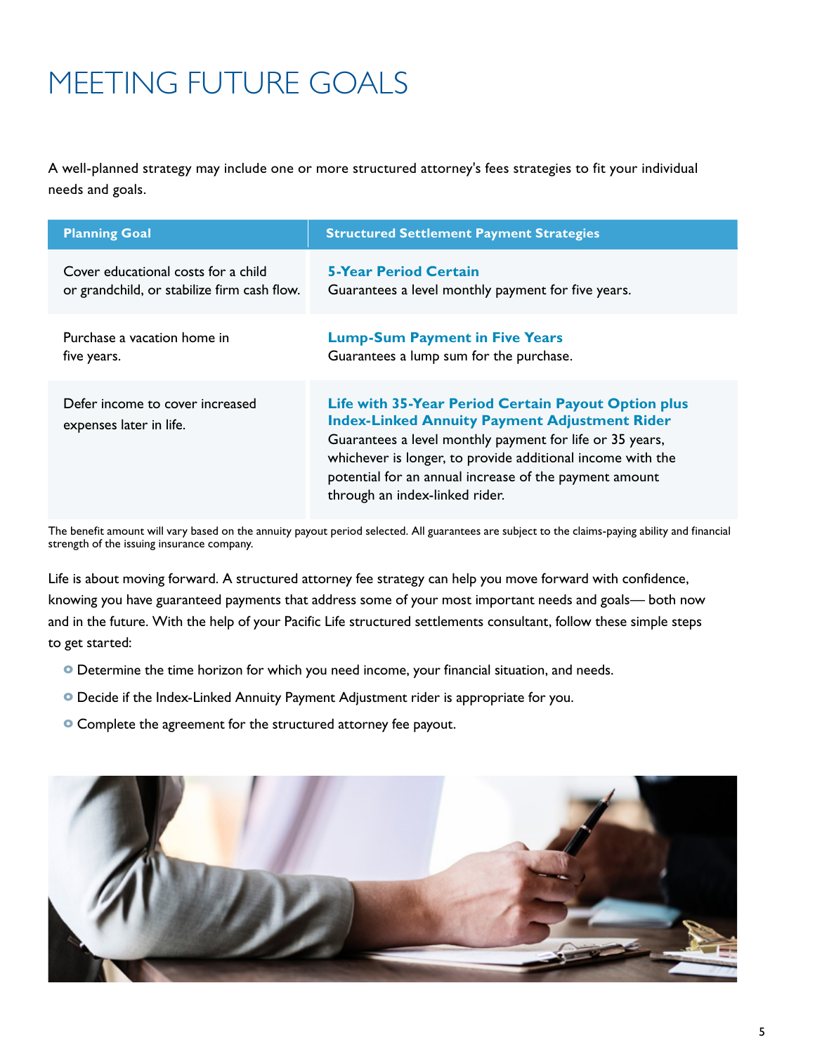# MEETING FUTURE GOALS

A well-planned strategy may include one or more structured attorney's fees strategies to fit your individual needs and goals.

| Planning Goal | Structured Settlement Payment Strategies |
|---|---|
| Cover educational costs for a child or grandchild, or stabilize firm cash flow. | **5-Year Period Certain**<br>Guarantees a level monthly payment for five years. |
| Purchase a vacation home in five years. | **Lump-Sum Payment in Five Years**<br>Guarantees a lump sum for the purchase. |
| Defer income to cover increased expenses later in life. | **Life with 35-Year Period Certain Payout Option plus Index-Linked Annuity Payment Adjustment Rider**<br>Guarantees a level monthly payment for life or 35 years, whichever is longer, to provide additional income with the potential for an annual increase of the payment amount through an index-linked rider. |

The benefit amount will vary based on the annuity payout period selected. All guarantees are subject to the claims-paying ability and financial strength of the issuing insurance company.

Life is about moving forward. A structured attorney fee strategy can help you move forward with confidence, knowing you have guaranteed payments that address some of your most important needs and goals— both now and in the future. With the help of your Pacific Life structured settlements consultant, follow these simple steps to get started:

- Determine the time horizon for which you need income, your financial situation, and needs.
- Decide if the Index-Linked Annuity Payment Adjustment rider is appropriate for you.
- Complete the agreement for the structured attorney fee payout.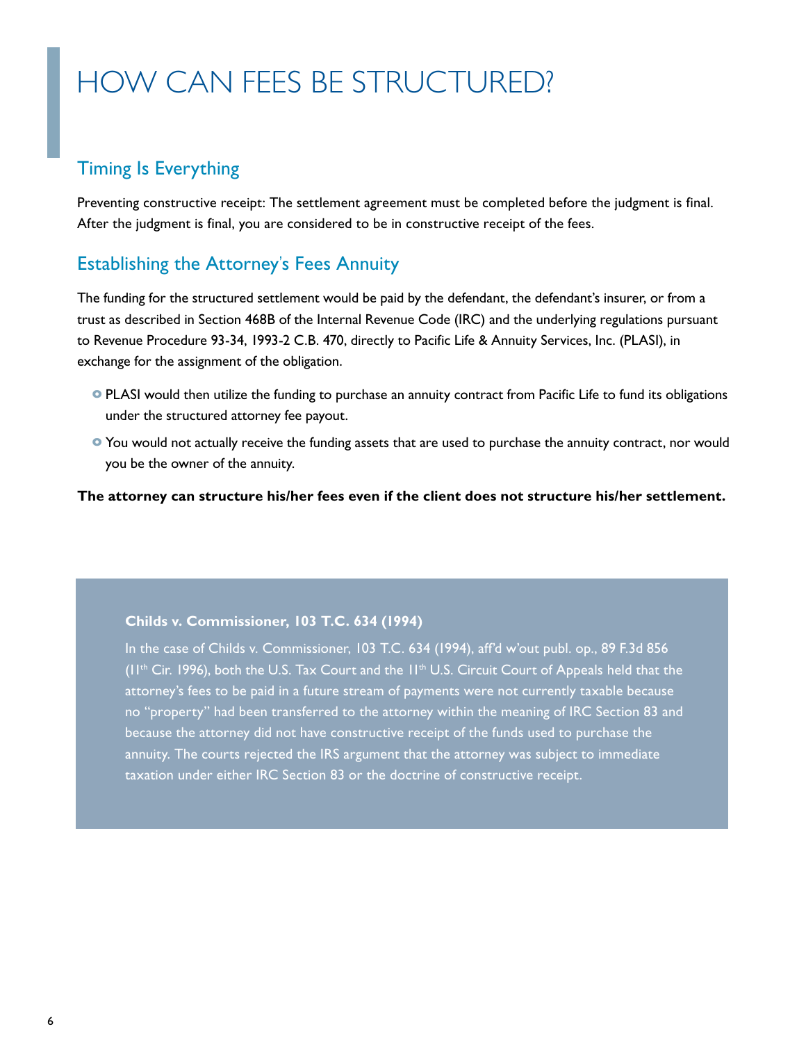# HOW CAN FEES BE STRUCTURED?

## Timing Is Everything

Preventing constructive receipt: The settlement agreement must be completed before the judgment is final. After the judgment is final, you are considered to be in constructive receipt of the fees.

## Establishing the Attorney's Fees Annuity

The funding for the structured settlement would be paid by the defendant, the defendant's insurer, or from a trust as described in Section 468B of the Internal Revenue Code (IRC) and the underlying regulations pursuant to Revenue Procedure 93-34, 1993-2 C.B. 470, directly to Pacific Life & Annuity Services, Inc. (PLASI), in exchange for the assignment of the obligation.

- PLASI would then utilize the funding to purchase an annuity contract from Pacific Life to fund its obligations under the structured attorney fee payout.
- You would not actually receive the funding assets that are used to purchase the annuity contract, nor would you be the owner of the annuity.

**The attorney can structure his/her fees even if the client does not structure his/her settlement.**

**Childs v. Commissioner, 103 T.C. 634 (1994)**

In the case of Childs v. Commissioner, 103 T.C. 634 (1994), aff'd w'out publ. op., 89 F.3d 856 (11th Cir. 1996), both the U.S. Tax Court and the 11th U.S. Circuit Court of Appeals held that the attorney's fees to be paid in a future stream of payments were not currently taxable because no "property" had been transferred to the attorney within the meaning of IRC Section 83 and because the attorney did not have constructive receipt of the funds used to purchase the annuity. The courts rejected the IRS argument that the attorney was subject to immediate taxation under either IRC Section 83 or the doctrine of constructive receipt.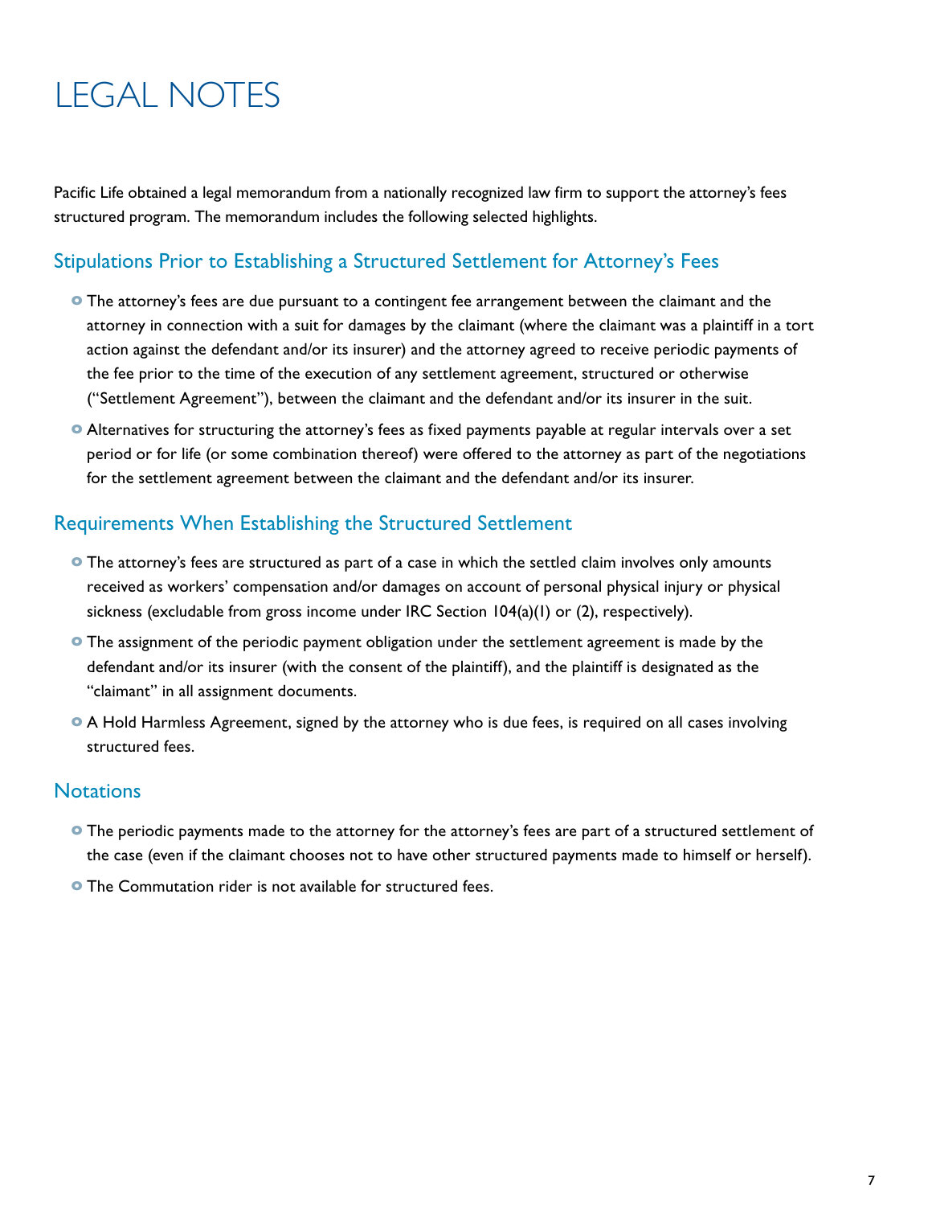# LEGAL NOTES

Pacific Life obtained a legal memorandum from a nationally recognized law firm to support the attorney's fees structured program. The memorandum includes the following selected highlights.

## Stipulations Prior to Establishing a Structured Settlement for Attorney's Fees

- The attorney's fees are due pursuant to a contingent fee arrangement between the claimant and the attorney in connection with a suit for damages by the claimant (where the claimant was a plaintiff in a tort action against the defendant and/or its insurer) and the attorney agreed to receive periodic payments of the fee prior to the time of the execution of any settlement agreement, structured or otherwise ("Settlement Agreement"), between the claimant and the defendant and/or its insurer in the suit.
- Alternatives for structuring the attorney's fees as fixed payments payable at regular intervals over a set period or for life (or some combination thereof) were offered to the attorney as part of the negotiations for the settlement agreement between the claimant and the defendant and/or its insurer.

## Requirements When Establishing the Structured Settlement

- The attorney's fees are structured as part of a case in which the settled claim involves only amounts received as workers' compensation and/or damages on account of personal physical injury or physical sickness (excludable from gross income under IRC Section 104(a)(1) or (2), respectively).
- The assignment of the periodic payment obligation under the settlement agreement is made by the defendant and/or its insurer (with the consent of the plaintiff), and the plaintiff is designated as the "claimant" in all assignment documents.
- A Hold Harmless Agreement, signed by the attorney who is due fees, is required on all cases involving structured fees.

## Notations

- The periodic payments made to the attorney for the attorney's fees are part of a structured settlement of the case (even if the claimant chooses not to have other structured payments made to himself or herself).
- The Commutation rider is not available for structured fees.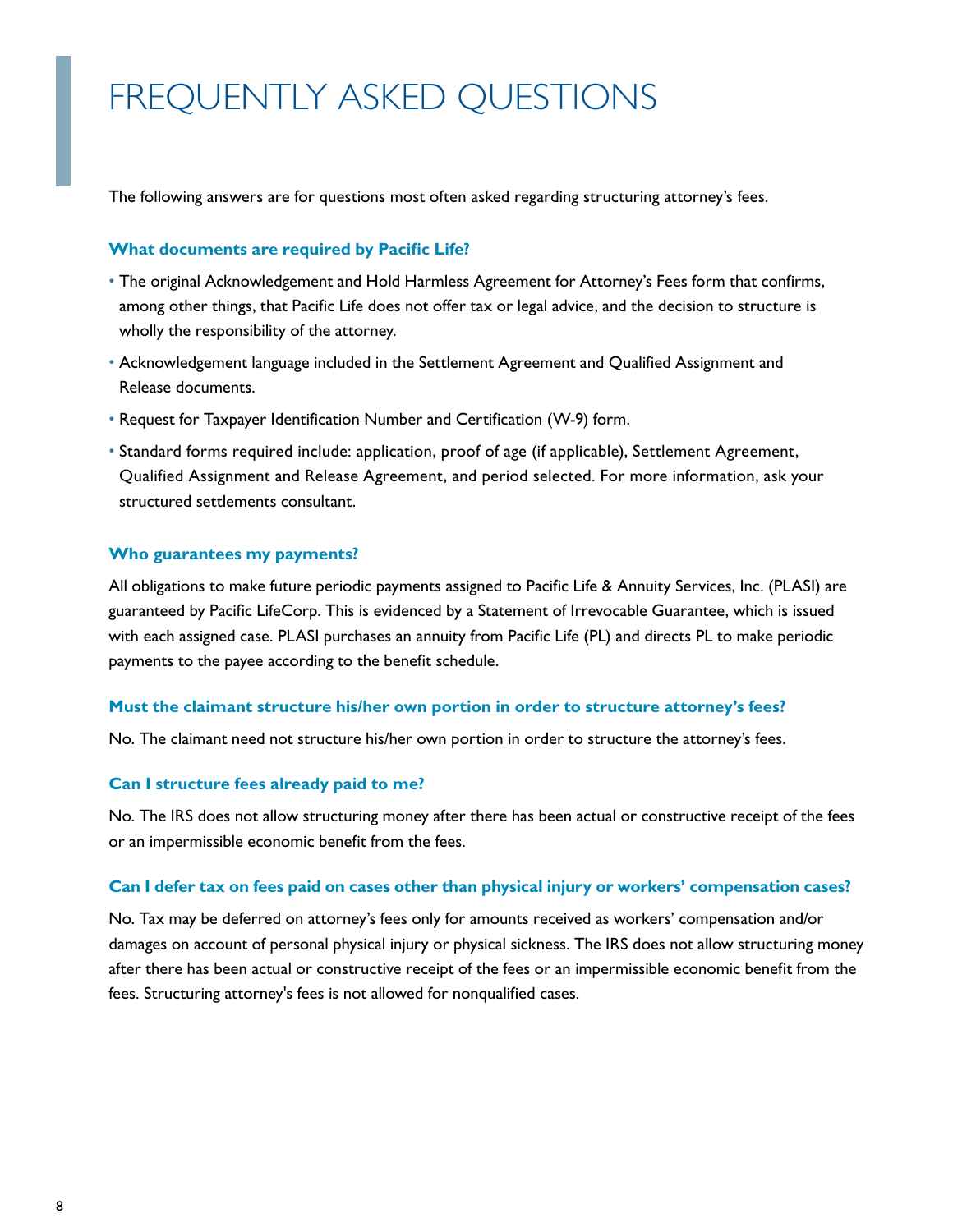# FREQUENTLY ASKED QUESTIONS

The following answers are for questions most often asked regarding structuring attorney's fees.

### What documents are required by Pacific Life?

- The original Acknowledgement and Hold Harmless Agreement for Attorney's Fees form that confirms, among other things, that Pacific Life does not offer tax or legal advice, and the decision to structure is wholly the responsibility of the attorney.
- Acknowledgement language included in the Settlement Agreement and Qualified Assignment and Release documents.
- Request for Taxpayer Identification Number and Certification (W-9) form.
- Standard forms required include: application, proof of age (if applicable), Settlement Agreement, Qualified Assignment and Release Agreement, and period selected. For more information, ask your structured settlements consultant.

### Who guarantees my payments?

All obligations to make future periodic payments assigned to Pacific Life & Annuity Services, Inc. (PLASI) are guaranteed by Pacific LifeCorp. This is evidenced by a Statement of Irrevocable Guarantee, which is issued with each assigned case. PLASI purchases an annuity from Pacific Life (PL) and directs PL to make periodic payments to the payee according to the benefit schedule.

### Must the claimant structure his/her own portion in order to structure attorney's fees?

No. The claimant need not structure his/her own portion in order to structure the attorney's fees.

### Can I structure fees already paid to me?

No. The IRS does not allow structuring money after there has been actual or constructive receipt of the fees or an impermissible economic benefit from the fees.

### Can I defer tax on fees paid on cases other than physical injury or workers' compensation cases?

No. Tax may be deferred on attorney's fees only for amounts received as workers' compensation and/or damages on account of personal physical injury or physical sickness. The IRS does not allow structuring money after there has been actual or constructive receipt of the fees or an impermissible economic benefit from the fees. Structuring attorney's fees is not allowed for nonqualified cases.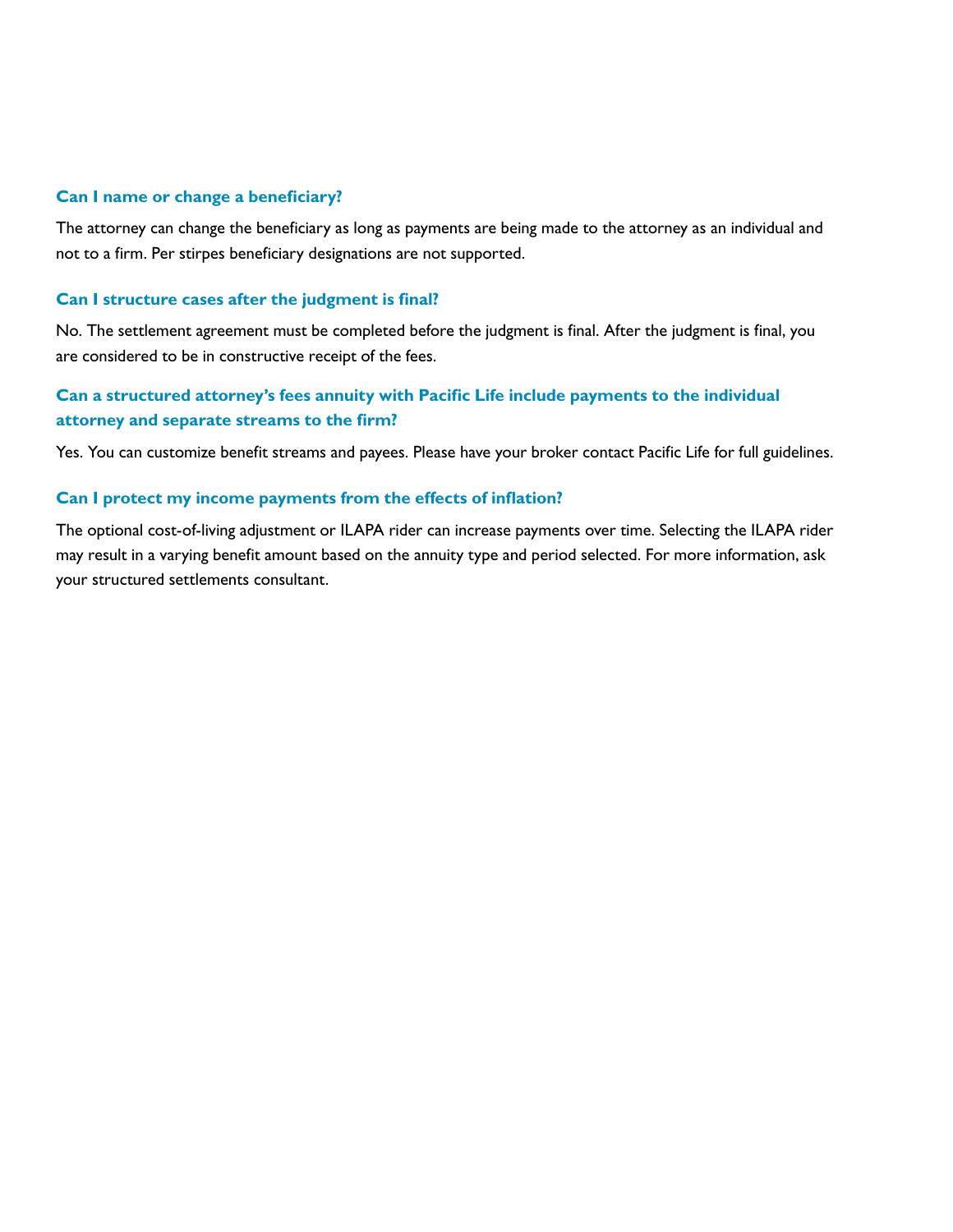### Can I name or change a beneficiary?

The attorney can change the beneficiary as long as payments are being made to the attorney as an individual and not to a firm. Per stirpes beneficiary designations are not supported.

### Can I structure cases after the judgment is final?

No. The settlement agreement must be completed before the judgment is final. After the judgment is final, you are considered to be in constructive receipt of the fees.

### Can a structured attorney's fees annuity with Pacific Life include payments to the individual attorney and separate streams to the firm?

Yes. You can customize benefit streams and payees. Please have your broker contact Pacific Life for full guidelines.

### Can I protect my income payments from the effects of inflation?

The optional cost-of-living adjustment or ILAPA rider can increase payments over time. Selecting the ILAPA rider may result in a varying benefit amount based on the annuity type and period selected. For more information, ask your structured settlements consultant.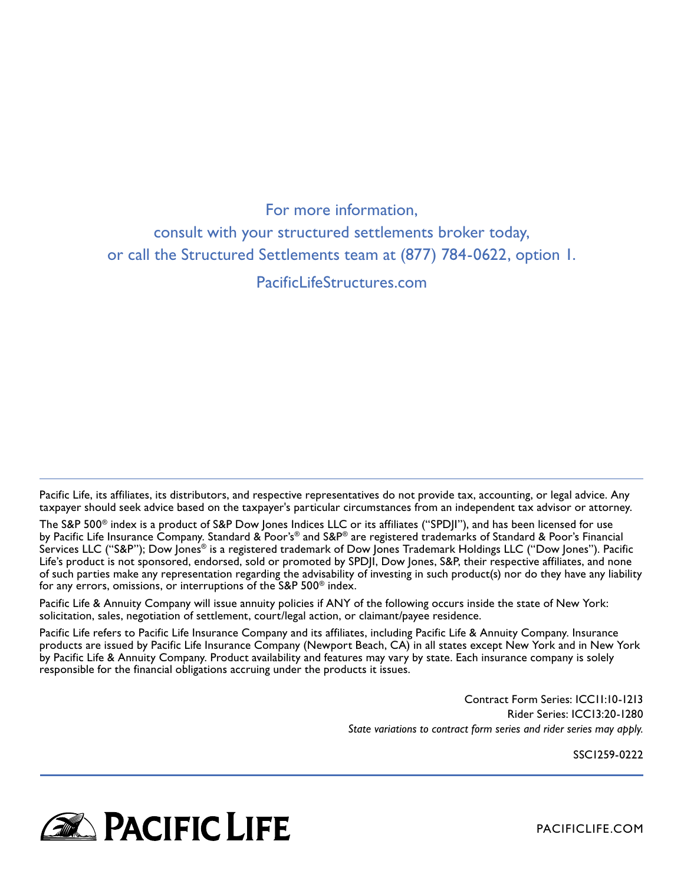For more information,
consult with your structured settlements broker today,
or call the Structured Settlements team at (877) 784-0622, option 1.

PacificLifeStructures.com

---

Pacific Life, its affiliates, its distributors, and respective representatives do not provide tax, accounting, or legal advice. Any taxpayer should seek advice based on the taxpayer's particular circumstances from an independent tax advisor or attorney.

The S&P 500® index is a product of S&P Dow Jones Indices LLC or its affiliates ("SPDJI"), and has been licensed for use by Pacific Life Insurance Company. Standard & Poor's® and S&P® are registered trademarks of Standard & Poor's Financial Services LLC ("S&P"); Dow Jones® is a registered trademark of Dow Jones Trademark Holdings LLC ("Dow Jones"). Pacific Life's product is not sponsored, endorsed, sold or promoted by SPDJI, Dow Jones, S&P, their respective affiliates, and none of such parties make any representation regarding the advisability of investing in such product(s) nor do they have any liability for any errors, omissions, or interruptions of the S&P 500® index.

Pacific Life & Annuity Company will issue annuity policies if ANY of the following occurs inside the state of New York: solicitation, sales, negotiation of settlement, court/legal action, or claimant/payee residence.

Pacific Life refers to Pacific Life Insurance Company and its affiliates, including Pacific Life & Annuity Company. Insurance products are issued by Pacific Life Insurance Company (Newport Beach, CA) in all states except New York and in New York by Pacific Life & Annuity Company. Product availability and features may vary by state. Each insurance company is solely responsible for the financial obligations accruing under the products it issues.

Contract Form Series: ICC11:10-1213
Rider Series: ICC13:20-1280
*State variations to contract form series and rider series may apply.*

SSC1259-0222

---

PACIFIC LIFE

PACIFICLIFE.COM